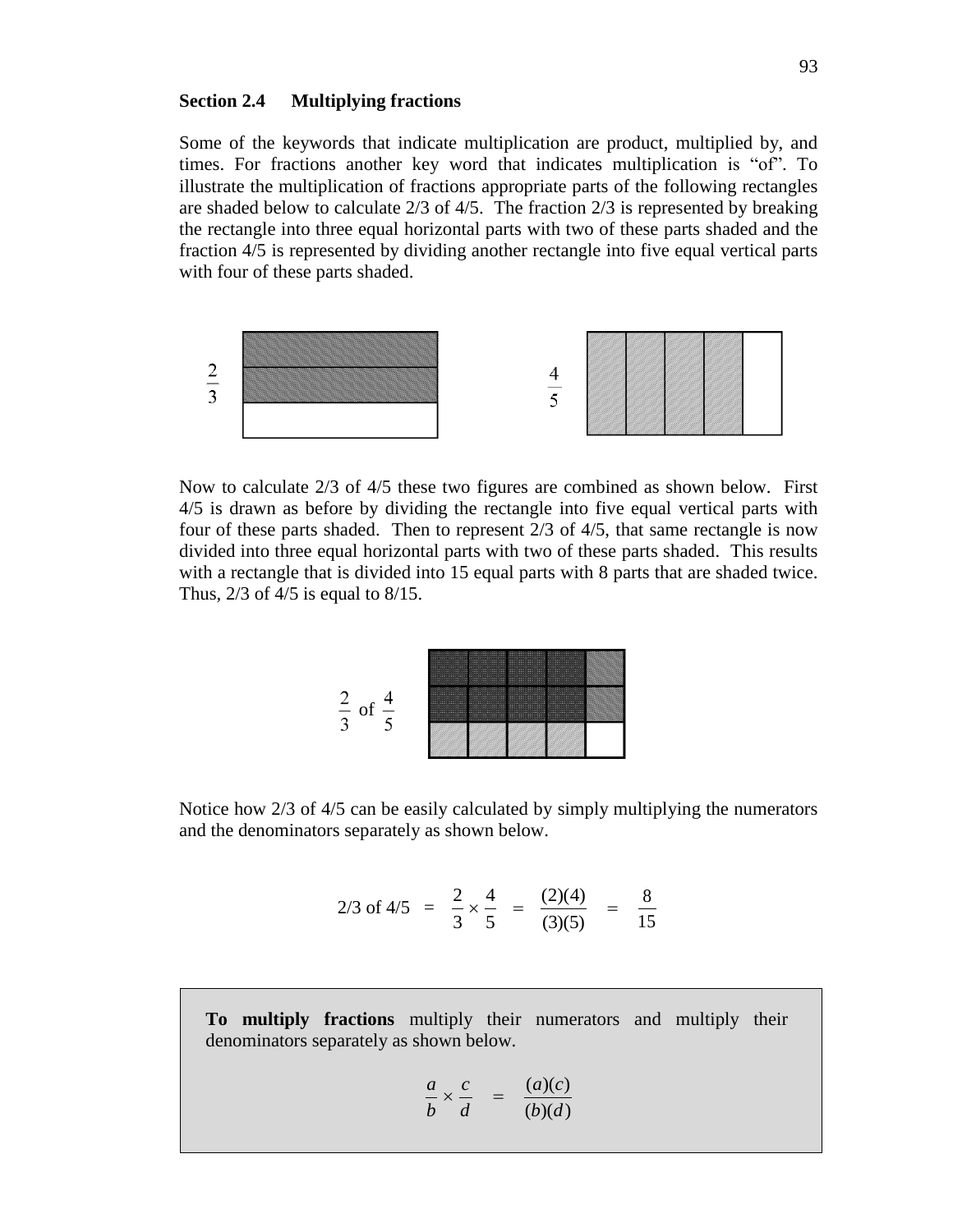## Section 2.4 Multiplying fractions

Some of the keywords that indicate multiplication are product, multiplied by, and times. For fractions another key word that indicates multiplication is "of". To illustrate the multiplication of fractions appropriate parts of the following rectangles are shaded below to calculate 2/3 of 4/5. The fraction 2/3 is represented by breaking the rectangle into three equal horizontal parts with two of these parts shaded and the fraction 4/5 is represented by dividing another rectangle into five equal vertical parts with four of these parts shaded.

$\frac{2}{3}$ $\frac{4}{5}$

Now to calculate 2/3 of 4/5 these two figures are combined as shown below. First 4/5 is drawn as before by dividing the rectangle into five equal vertical parts with four of these parts shaded. Then to represent 2/3 of 4/5, that same rectangle is now divided into three equal horizontal parts with two of these parts shaded. This results with a rectangle that is divided into 15 equal parts with 8 parts that are shaded twice. Thus, 2/3 of 4/5 is equal to 8/15.

$\frac{2}{3}$ of $\frac{4}{5}$

Notice how 2/3 of 4/5 can be easily calculated by simply multiplying the numerators and the denominators separately as shown below.

$$2/3 \text{ of } 4/5 \quad = \quad \frac{2}{3} \times \frac{4}{5} \quad = \quad \frac{(2)(4)}{(3)(5)} \quad = \quad \frac{8}{15}$$

**To multiply fractions** multiply their numerators and multiply their denominators separately as shown below.

$$\frac{a}{b} \times \frac{c}{d} \quad = \quad \frac{(a)(c)}{(b)(d)}$$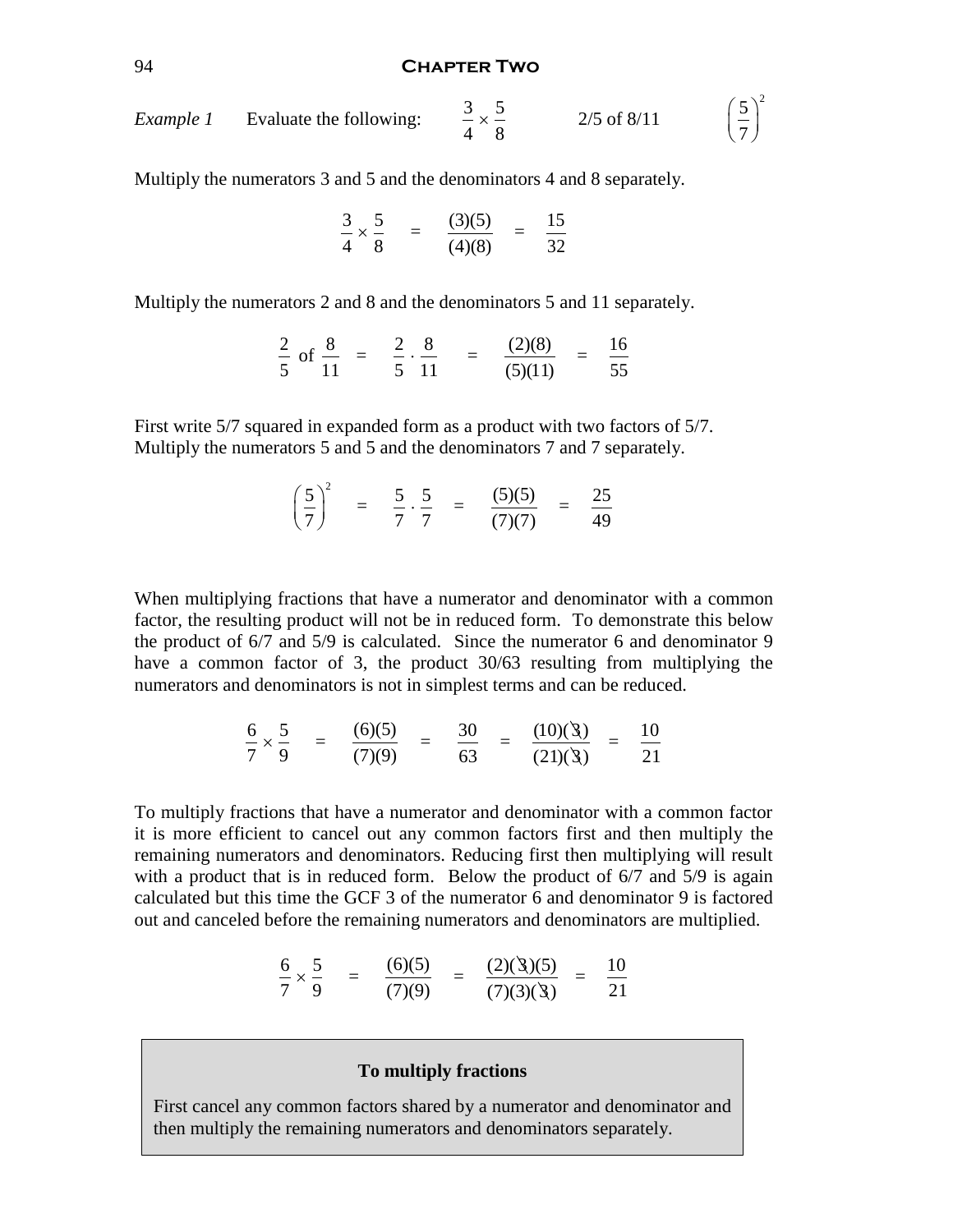*Example 1* Evaluate the following: $\frac{3}{4} \times \frac{5}{8}$ 2/5 of 8/11 $\left(\frac{5}{7}\right)^2$

Multiply the numerators 3 and 5 and the denominators 4 and 8 separately.

$$\frac{3}{4} \times \frac{5}{8} \quad = \quad \frac{(3)(5)}{(4)(8)} \quad = \quad \frac{15}{32}$$

Multiply the numerators 2 and 8 and the denominators 5 and 11 separately.

$$\frac{2}{5} \text{ of } \frac{8}{11} \quad = \quad \frac{2}{5} \cdot \frac{8}{11} \quad = \quad \frac{(2)(8)}{(5)(11)} \quad = \quad \frac{16}{55}$$

First write 5/7 squared in expanded form as a product with two factors of 5/7. Multiply the numerators 5 and 5 and the denominators 7 and 7 separately.

$$\left(\frac{5}{7}\right)^2 \quad = \quad \frac{5}{7} \cdot \frac{5}{7} \quad = \quad \frac{(5)(5)}{(7)(7)} \quad = \quad \frac{25}{49}$$

When multiplying fractions that have a numerator and denominator with a common factor, the resulting product will not be in reduced form. To demonstrate this below the product of 6/7 and 5/9 is calculated. Since the numerator 6 and denominator 9 have a common factor of 3, the product 30/63 resulting from multiplying the numerators and denominators is not in simplest terms and can be reduced.

$$\frac{6}{7} \times \frac{5}{9} \quad = \quad \frac{(6)(5)}{(7)(9)} \quad = \quad \frac{30}{63} \quad = \quad \frac{(10)(\cancel{3})}{(21)(\cancel{3})} \quad = \quad \frac{10}{21}$$

To multiply fractions that have a numerator and denominator with a common factor it is more efficient to cancel out any common factors first and then multiply the remaining numerators and denominators. Reducing first then multiplying will result with a product that is in reduced form. Below the product of 6/7 and 5/9 is again calculated but this time the GCF 3 of the numerator 6 and denominator 9 is factored out and canceled before the remaining numerators and denominators are multiplied.

$$\frac{6}{7} \times \frac{5}{9} \quad = \quad \frac{(6)(5)}{(7)(9)} \quad = \quad \frac{(2)(\cancel{3})(5)}{(7)(3)(\cancel{3})} \quad = \quad \frac{10}{21}$$

**To multiply fractions**

First cancel any common factors shared by a numerator and denominator and then multiply the remaining numerators and denominators separately.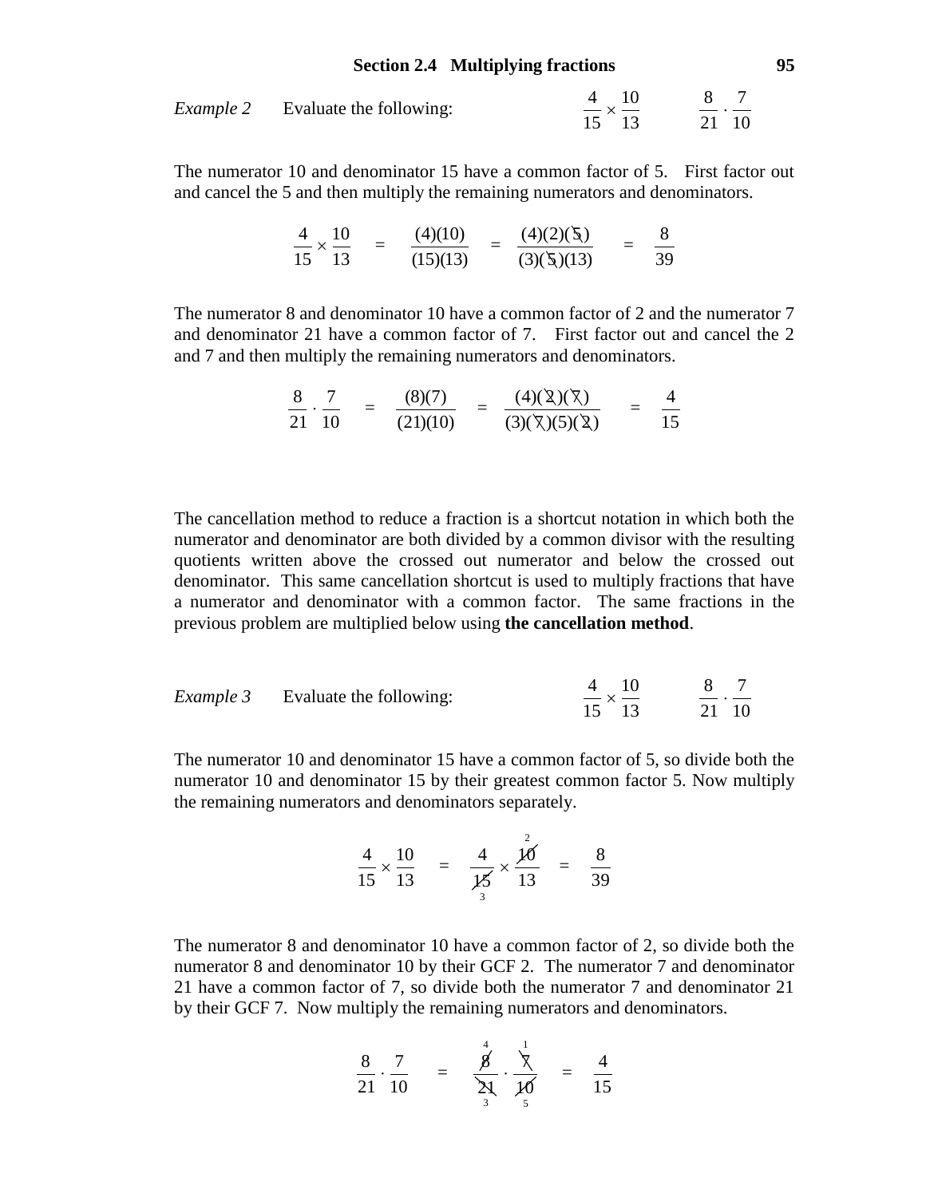*Example 2* Evaluate the following: $\dfrac{4}{15} \times \dfrac{10}{13}$ $\quad \dfrac{8}{21} \cdot \dfrac{7}{10}$

The numerator 10 and denominator 15 have a common factor of 5. First factor out and cancel the 5 and then multiply the remaining numerators and denominators.

$$\frac{4}{15} \times \frac{10}{13} = \frac{(4)(10)}{(15)(13)} = \frac{(4)(2)(\cancel{5})}{(3)(\cancel{5})(13)} = \frac{8}{39}$$

The numerator 8 and denominator 10 have a common factor of 2 and the numerator 7 and denominator 21 have a common factor of 7. First factor out and cancel the 2 and 7 and then multiply the remaining numerators and denominators.

$$\frac{8}{21} \cdot \frac{7}{10} = \frac{(8)(7)}{(21)(10)} = \frac{(4)(\cancel{2})(\cancel{7})}{(3)(\cancel{7})(5)(\cancel{2})} = \frac{4}{15}$$

The cancellation method to reduce a fraction is a shortcut notation in which both the numerator and denominator are both divided by a common divisor with the resulting quotients written above the crossed out numerator and below the crossed out denominator. This same cancellation shortcut is used to multiply fractions that have a numerator and denominator with a common factor. The same fractions in the previous problem are multiplied below using **the cancellation method**.

*Example 3* Evaluate the following: $\dfrac{4}{15} \times \dfrac{10}{13}$ $\quad \dfrac{8}{21} \cdot \dfrac{7}{10}$

The numerator 10 and denominator 15 have a common factor of 5, so divide both the numerator 10 and denominator 15 by their greatest common factor 5. Now multiply the remaining numerators and denominators separately.

$$\frac{4}{15} \times \frac{10}{13} = \frac{4}{\underset{3}{\cancel{15}}} \times \frac{\overset{2}{\cancel{10}}}{13} = \frac{8}{39}$$

The numerator 8 and denominator 10 have a common factor of 2, so divide both the numerator 8 and denominator 10 by their GCF 2. The numerator 7 and denominator 21 have a common factor of 7, so divide both the numerator 7 and denominator 21 by their GCF 7. Now multiply the remaining numerators and denominators.

$$\frac{8}{21} \cdot \frac{7}{10} = \frac{\overset{4}{\cancel{8}}}{\underset{3}{\cancel{21}}} \cdot \frac{\overset{1}{\cancel{7}}}{\underset{5}{\cancel{10}}} = \frac{4}{15}$$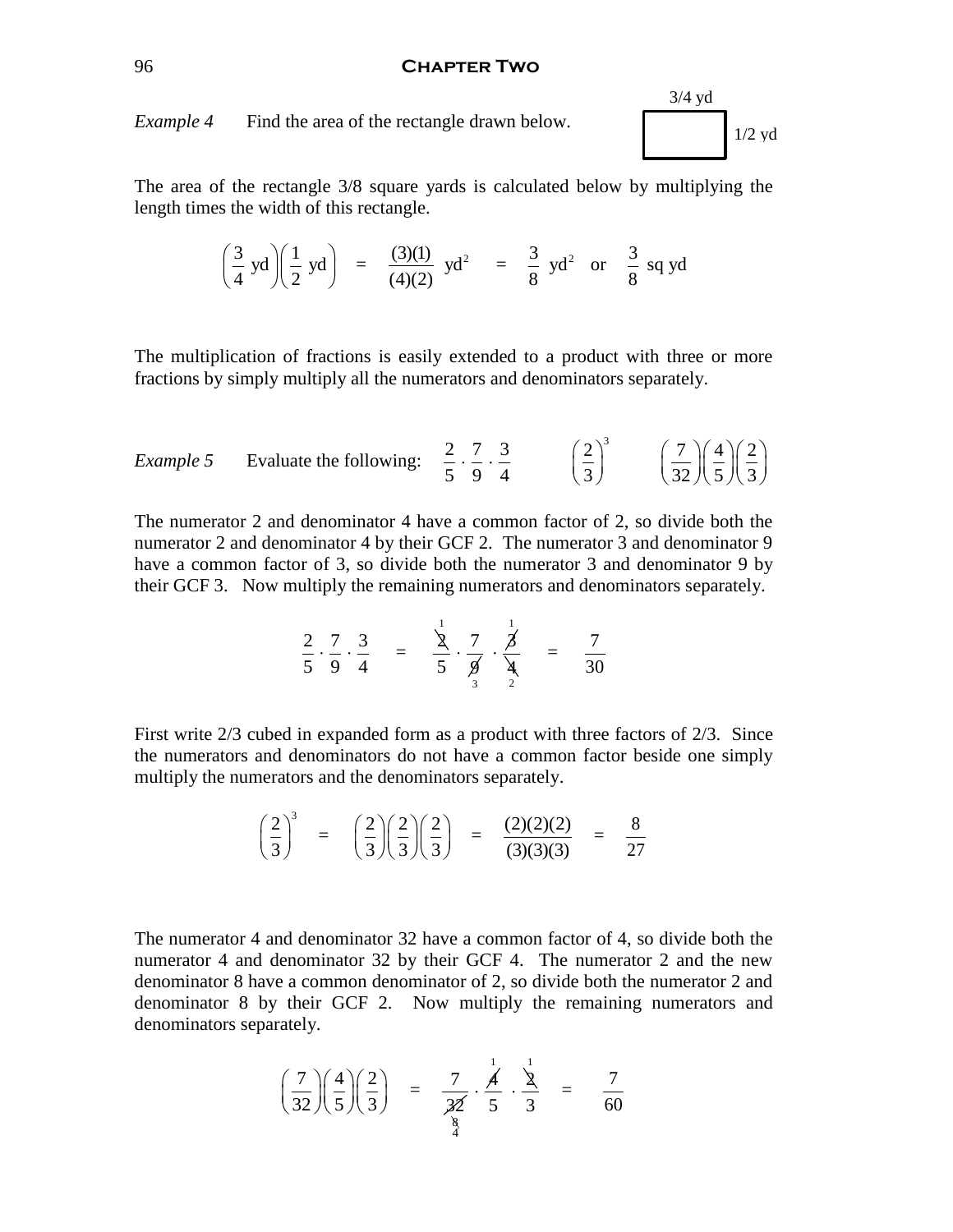*Example 4* Find the area of the rectangle drawn below.

3/4 yd

1/2 yd

The area of the rectangle 3/8 square yards is calculated below by multiplying the length times the width of this rectangle.

$$\left(\frac{3}{4}\text{ yd}\right)\left(\frac{1}{2}\text{ yd}\right) = \frac{(3)(1)}{(4)(2)}\text{ yd}^2 = \frac{3}{8}\text{ yd}^2 \quad \text{or} \quad \frac{3}{8}\text{ sq yd}$$

The multiplication of fractions is easily extended to a product with three or more fractions by simply multiply all the numerators and denominators separately.

*Example 5* Evaluate the following: $\frac{2}{5}\cdot\frac{7}{9}\cdot\frac{3}{4}$ $\quad \left(\frac{2}{3}\right)^3$ $\quad \left(\frac{7}{32}\right)\left(\frac{4}{5}\right)\left(\frac{2}{3}\right)$

The numerator 2 and denominator 4 have a common factor of 2, so divide both the numerator 2 and denominator 4 by their GCF 2. The numerator 3 and denominator 9 have a common factor of 3, so divide both the numerator 3 and denominator 9 by their GCF 3. Now multiply the remaining numerators and denominators separately.

$$\frac{2}{5}\cdot\frac{7}{9}\cdot\frac{3}{4} = \frac{\overset{1}{\cancel{2}}}{5}\cdot\frac{7}{\underset{3}{\cancel{9}}}\cdot\frac{\overset{1}{\cancel{3}}}{\underset{2}{\cancel{4}}} = \frac{7}{30}$$

First write 2/3 cubed in expanded form as a product with three factors of 2/3. Since the numerators and denominators do not have a common factor beside one simply multiply the numerators and the denominators separately.

$$\left(\frac{2}{3}\right)^3 = \left(\frac{2}{3}\right)\left(\frac{2}{3}\right)\left(\frac{2}{3}\right) = \frac{(2)(2)(2)}{(3)(3)(3)} = \frac{8}{27}$$

The numerator 4 and denominator 32 have a common factor of 4, so divide both the numerator 4 and denominator 32 by their GCF 4. The numerator 2 and the new denominator 8 have a common denominator of 2, so divide both the numerator 2 and denominator 8 by their GCF 2. Now multiply the remaining numerators and denominators separately.

$$\left(\frac{7}{32}\right)\left(\frac{4}{5}\right)\left(\frac{2}{3}\right) = \frac{7}{\underset{\underset{4}{\cancel{8}}}{\cancel{32}}}\cdot\frac{\overset{1}{\cancel{4}}}{5}\cdot\frac{\overset{1}{\cancel{2}}}{3} = \frac{7}{60}$$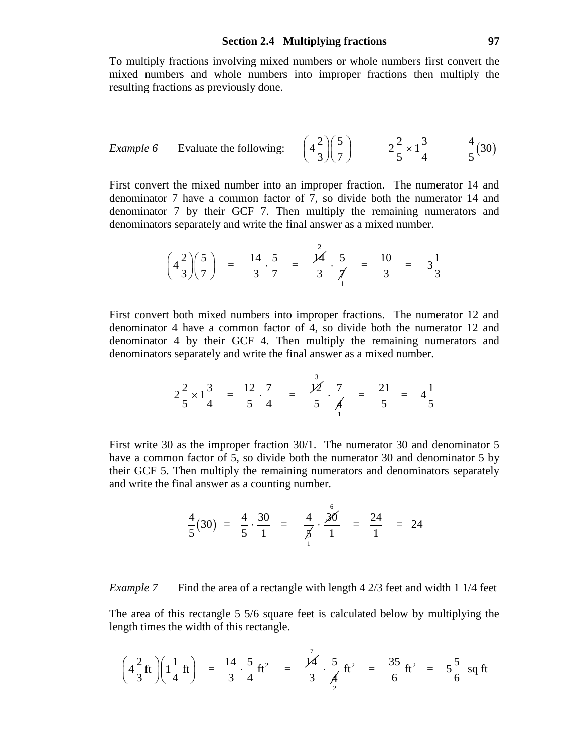To multiply fractions involving mixed numbers or whole numbers first convert the mixed numbers and whole numbers into improper fractions then multiply the resulting fractions as previously done.

*Example 6* Evaluate the following: $\left(4\frac{2}{3}\right)\left(\frac{5}{7}\right)$ $\quad 2\frac{2}{5} \times 1\frac{3}{4}$ $\quad \frac{4}{5}(30)$

First convert the mixed number into an improper fraction. The numerator 14 and denominator 7 have a common factor of 7, so divide both the numerator 14 and denominator 7 by their GCF 7. Then multiply the remaining numerators and denominators separately and write the final answer as a mixed number.

$$\left(4\frac{2}{3}\right)\left(\frac{5}{7}\right) = \frac{14}{3} \cdot \frac{5}{7} = \frac{\overset{2}{\cancel{14}}}{3} \cdot \frac{5}{\underset{1}{\cancel{7}}} = \frac{10}{3} = 3\frac{1}{3}$$

First convert both mixed numbers into improper fractions. The numerator 12 and denominator 4 have a common factor of 4, so divide both the numerator 12 and denominator 4 by their GCF 4. Then multiply the remaining numerators and denominators separately and write the final answer as a mixed number.

$$2\frac{2}{5} \times 1\frac{3}{4} = \frac{12}{5} \cdot \frac{7}{4} = \frac{\overset{3}{\cancel{12}}}{5} \cdot \frac{7}{\underset{1}{\cancel{4}}} = \frac{21}{5} = 4\frac{1}{5}$$

First write 30 as the improper fraction 30/1. The numerator 30 and denominator 5 have a common factor of 5, so divide both the numerator 30 and denominator 5 by their GCF 5. Then multiply the remaining numerators and denominators separately and write the final answer as a counting number.

$$\frac{4}{5}(30) = \frac{4}{5} \cdot \frac{30}{1} = \frac{4}{\underset{1}{\cancel{5}}} \cdot \frac{\overset{6}{\cancel{30}}}{1} = \frac{24}{1} = 24$$

*Example 7* Find the area of a rectangle with length 4 2/3 feet and width 1 1/4 feet

The area of this rectangle 5 5/6 square feet is calculated below by multiplying the length times the width of this rectangle.

$$\left(4\frac{2}{3}\text{ ft}\right)\left(1\frac{1}{4}\text{ ft}\right) = \frac{14}{3} \cdot \frac{5}{4}\text{ ft}^2 = \frac{\overset{7}{\cancel{14}}}{3} \cdot \frac{5}{\underset{2}{\cancel{4}}}\text{ ft}^2 = \frac{35}{6}\text{ ft}^2 = 5\frac{5}{6}\text{ sq ft}$$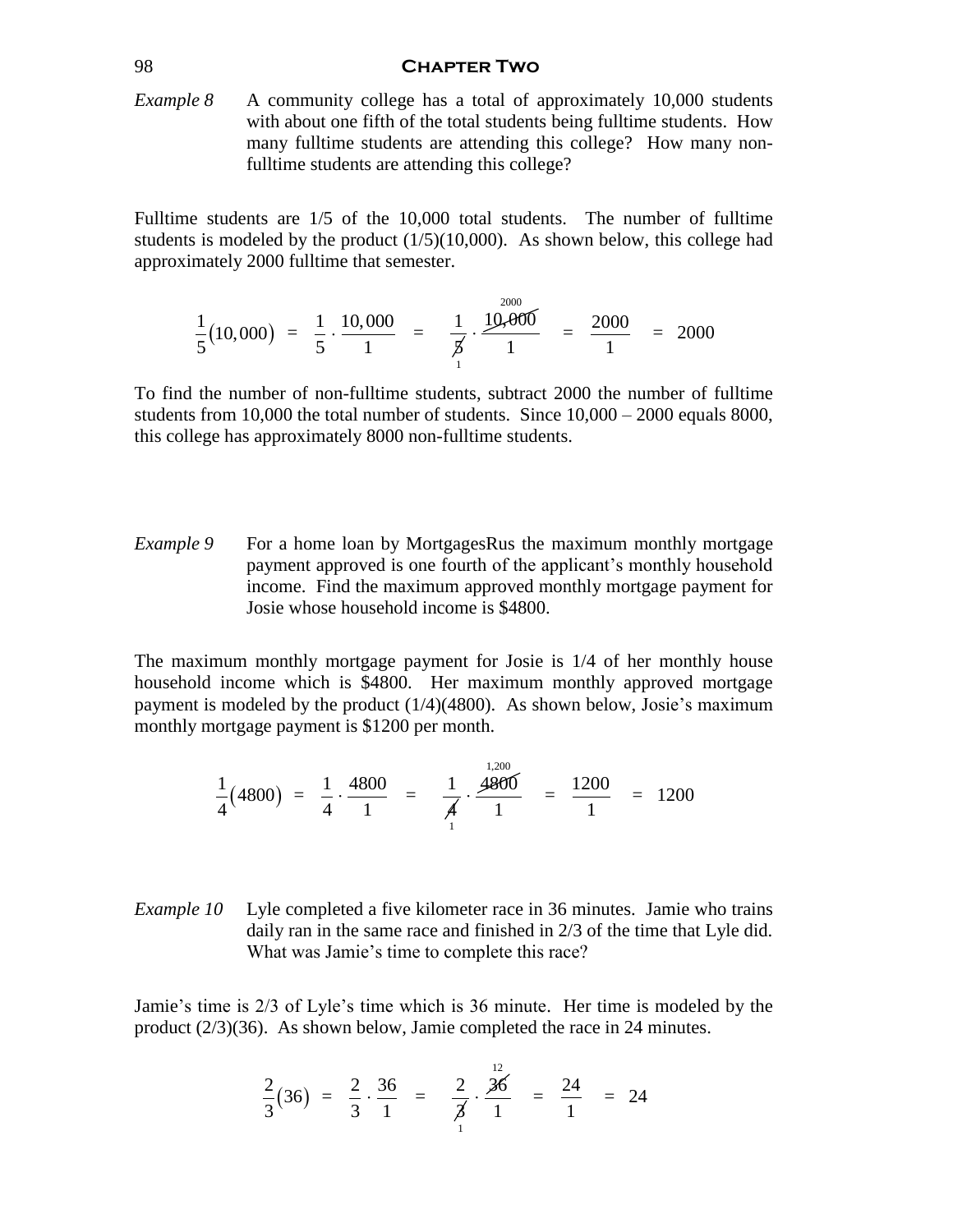*Example 8* A community college has a total of approximately 10,000 students with about one fifth of the total students being fulltime students. How many fulltime students are attending this college? How many non-fulltime students are attending this college?

Fulltime students are 1/5 of the 10,000 total students. The number of fulltime students is modeled by the product (1/5)(10,000). As shown below, this college had approximately 2000 fulltime that semester.

$$\frac{1}{5}(10,000) = \frac{1}{5} \cdot \frac{10,000}{1} = \frac{1}{\cancel{5}_{1}} \cdot \frac{\cancel{10,000}^{2000}}{1} = \frac{2000}{1} = 2000$$

To find the number of non-fulltime students, subtract 2000 the number of fulltime students from 10,000 the total number of students. Since 10,000 – 2000 equals 8000, this college has approximately 8000 non-fulltime students.

*Example 9* For a home loan by MortgagesRus the maximum monthly mortgage payment approved is one fourth of the applicant's monthly household income. Find the maximum approved monthly mortgage payment for Josie whose household income is $4800.

The maximum monthly mortgage payment for Josie is 1/4 of her monthly house household income which is $4800. Her maximum monthly approved mortgage payment is modeled by the product (1/4)(4800). As shown below, Josie's maximum monthly mortgage payment is $1200 per month.

$$\frac{1}{4}(4800) = \frac{1}{4} \cdot \frac{4800}{1} = \frac{1}{\cancel{4}_{1}} \cdot \frac{\cancel{4800}^{1,200}}{1} = \frac{1200}{1} = 1200$$

*Example 10* Lyle completed a five kilometer race in 36 minutes. Jamie who trains daily ran in the same race and finished in 2/3 of the time that Lyle did. What was Jamie's time to complete this race?

Jamie's time is 2/3 of Lyle's time which is 36 minute. Her time is modeled by the product (2/3)(36). As shown below, Jamie completed the race in 24 minutes.

$$\frac{2}{3}(36) = \frac{2}{3} \cdot \frac{36}{1} = \frac{2}{\cancel{3}_{1}} \cdot \frac{\cancel{36}^{12}}{1} = \frac{24}{1} = 24$$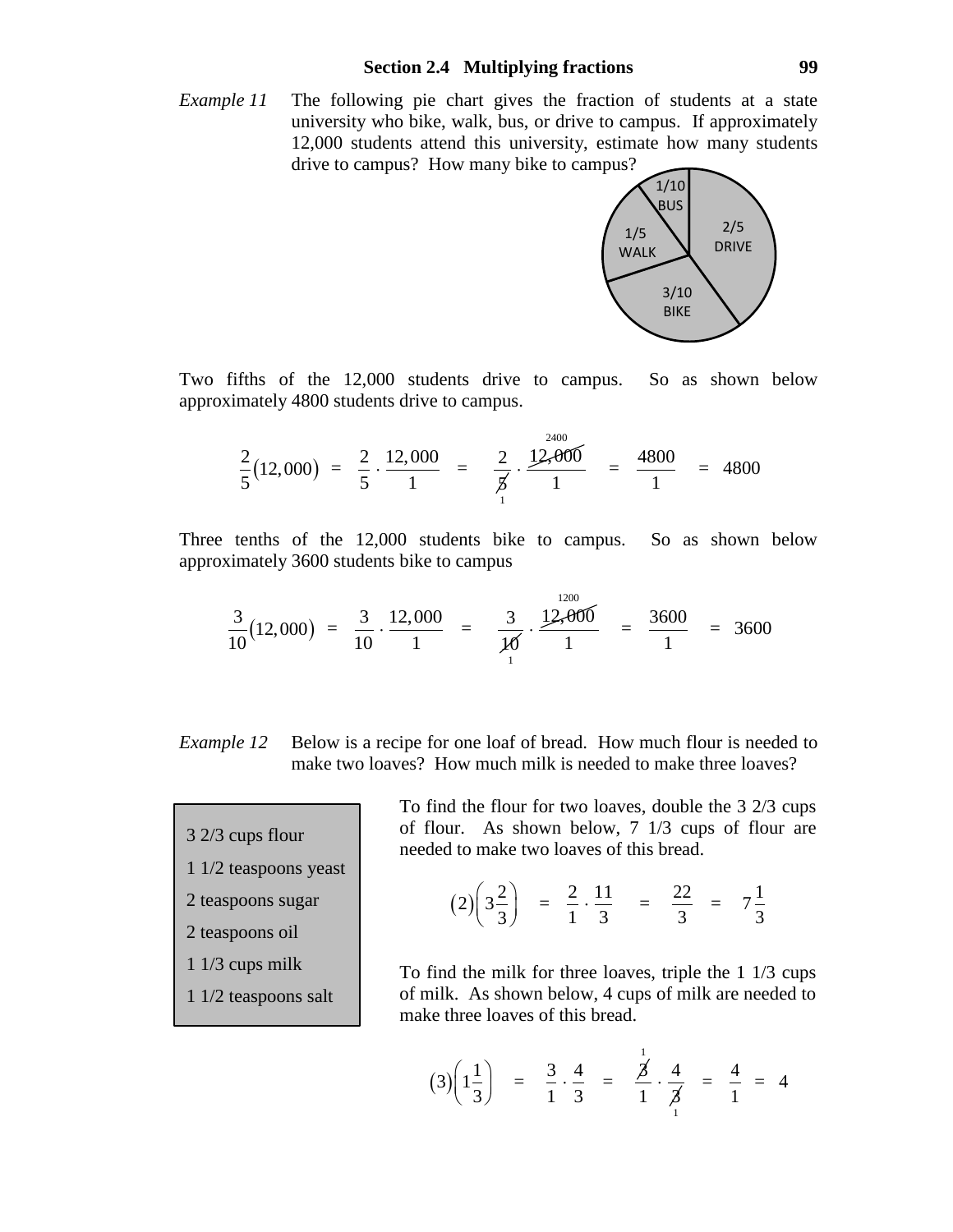*Example 11* The following pie chart gives the fraction of students at a state university who bike, walk, bus, or drive to campus. If approximately 12,000 students attend this university, estimate how many students drive to campus? How many bike to campus?

1/10 BUS

2/5 DRIVE

1/5 WALK

3/10 BIKE

Two fifths of the 12,000 students drive to campus. So as shown below approximately 4800 students drive to campus.

$$\frac{2}{5}(12{,}000) = \frac{2}{5}\cdot\frac{12{,}000}{1} = \frac{2}{\cancel{5}_{1}}\cdot\frac{\cancel{12{,}000}^{2400}}{1} = \frac{4800}{1} = 4800$$

Three tenths of the 12,000 students bike to campus. So as shown below approximately 3600 students bike to campus

$$\frac{3}{10}(12{,}000) = \frac{3}{10}\cdot\frac{12{,}000}{1} = \frac{3}{\cancel{10}_{1}}\cdot\frac{\cancel{12{,}000}^{1200}}{1} = \frac{3600}{1} = 3600$$

*Example 12* Below is a recipe for one loaf of bread. How much flour is needed to make two loaves? How much milk is needed to make three loaves?

3 2/3 cups flour  
1 1/2 teaspoons yeast  
2 teaspoons sugar  
2 teaspoons oil  
1 1/3 cups milk  
1 1/2 teaspoons salt

To find the flour for two loaves, double the 3 2/3 cups of flour. As shown below, 7 1/3 cups of flour are needed to make two loaves of this bread.

$$(2)\left(3\frac{2}{3}\right) = \frac{2}{1}\cdot\frac{11}{3} = \frac{22}{3} = 7\frac{1}{3}$$

To find the milk for three loaves, triple the 1 1/3 cups of milk. As shown below, 4 cups of milk are needed to make three loaves of this bread.

$$(3)\left(1\frac{1}{3}\right) = \frac{3}{1}\cdot\frac{4}{3} = \frac{\cancel{3}^{1}}{1}\cdot\frac{4}{\cancel{3}_{1}} = \frac{4}{1} = 4$$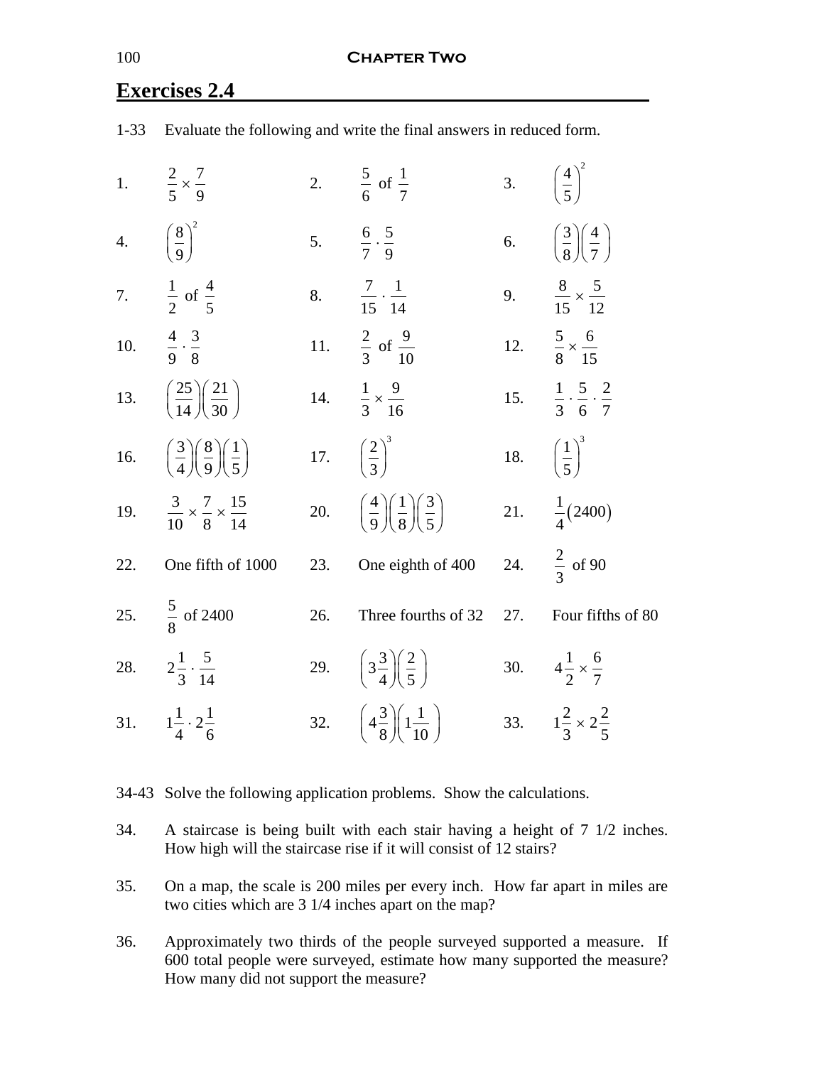## Exercises 2.4

1-33 Evaluate the following and write the final answers in reduced form.

1. $\frac{2}{5} \times \frac{7}{9}$

2. $\frac{5}{6}$ of $\frac{1}{7}$

3. $\left(\frac{4}{5}\right)^2$

4. $\left(\frac{8}{9}\right)^2$

5. $\frac{6}{7} \cdot \frac{5}{9}$

6. $\left(\frac{3}{8}\right)\left(\frac{4}{7}\right)$

7. $\frac{1}{2}$ of $\frac{4}{5}$

8. $\frac{7}{15} \cdot \frac{1}{14}$

9. $\frac{8}{15} \times \frac{5}{12}$

10. $\frac{4}{9} \cdot \frac{3}{8}$

11. $\frac{2}{3}$ of $\frac{9}{10}$

12. $\frac{5}{8} \times \frac{6}{15}$

13. $\left(\frac{25}{14}\right)\left(\frac{21}{30}\right)$

14. $\frac{1}{3} \times \frac{9}{16}$

15. $\frac{1}{3} \cdot \frac{5}{6} \cdot \frac{2}{7}$

16. $\left(\frac{3}{4}\right)\left(\frac{8}{9}\right)\left(\frac{1}{5}\right)$

17. $\left(\frac{2}{3}\right)^3$

18. $\left(\frac{1}{5}\right)^3$

19. $\frac{3}{10} \times \frac{7}{8} \times \frac{15}{14}$

20. $\left(\frac{4}{9}\right)\left(\frac{1}{8}\right)\left(\frac{3}{5}\right)$

21. $\frac{1}{4}(2400)$

22. One fifth of 1000

23. One eighth of 400

24. $\frac{2}{3}$ of 90

25. $\frac{5}{8}$ of 2400

26. Three fourths of 32

27. Four fifths of 80

28. $2\frac{1}{3} \cdot \frac{5}{14}$

29. $\left(3\frac{3}{4}\right)\left(\frac{2}{5}\right)$

30. $4\frac{1}{2} \times \frac{6}{7}$

31. $1\frac{1}{4} \cdot 2\frac{1}{6}$

32. $\left(4\frac{3}{8}\right)\left(1\frac{1}{10}\right)$

33. $1\frac{2}{3} \times 2\frac{2}{5}$

34-43 Solve the following application problems. Show the calculations.

34. A staircase is being built with each stair having a height of 7 1/2 inches. How high will the staircase rise if it will consist of 12 stairs?

35. On a map, the scale is 200 miles per every inch. How far apart in miles are two cities which are 3 1/4 inches apart on the map?

36. Approximately two thirds of the people surveyed supported a measure. If 600 total people were surveyed, estimate how many supported the measure? How many did not support the measure?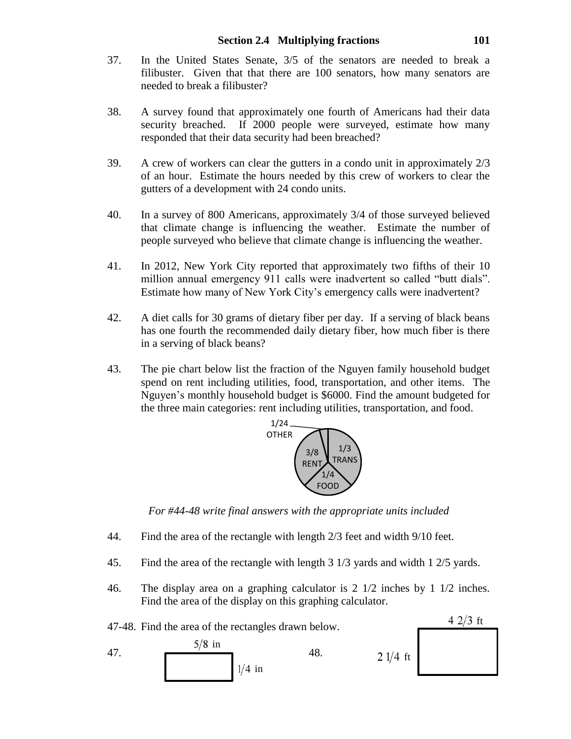37. In the United States Senate, 3/5 of the senators are needed to break a filibuster. Given that that there are 100 senators, how many senators are needed to break a filibuster?

38. A survey found that approximately one fourth of Americans had their data security breached. If 2000 people were surveyed, estimate how many responded that their data security had been breached?

39. A crew of workers can clear the gutters in a condo unit in approximately 2/3 of an hour. Estimate the hours needed by this crew of workers to clear the gutters of a development with 24 condo units.

40. In a survey of 800 Americans, approximately 3/4 of those surveyed believed that climate change is influencing the weather. Estimate the number of people surveyed who believe that climate change is influencing the weather.

41. In 2012, New York City reported that approximately two fifths of their 10 million annual emergency 911 calls were inadvertent so called "butt dials". Estimate how many of New York City's emergency calls were inadvertent?

42. A diet calls for 30 grams of dietary fiber per day. If a serving of black beans has one fourth the recommended daily dietary fiber, how much fiber is there in a serving of black beans?

43. The pie chart below list the fraction of the Nguyen family household budget spend on rent including utilities, food, transportation, and other items. The Nguyen's monthly household budget is $6000. Find the amount budgeted for the three main categories: rent including utilities, transportation, and food.

1/24
OTHER
3/8
RENT
1/3
TRANS
1/4
FOOD

*For #44-48 write final answers with the appropriate units included*

44. Find the area of the rectangle with length 2/3 feet and width 9/10 feet.

45. Find the area of the rectangle with length 3 1/3 yards and width 1 2/5 yards.

46. The display area on a graphing calculator is 2 1/2 inches by 1 1/2 inches. Find the area of the display on this graphing calculator.

47-48. Find the area of the rectangles drawn below.

47.

5/8 in
1/4 in

48.

4 2/3 ft
2 1/4 ft